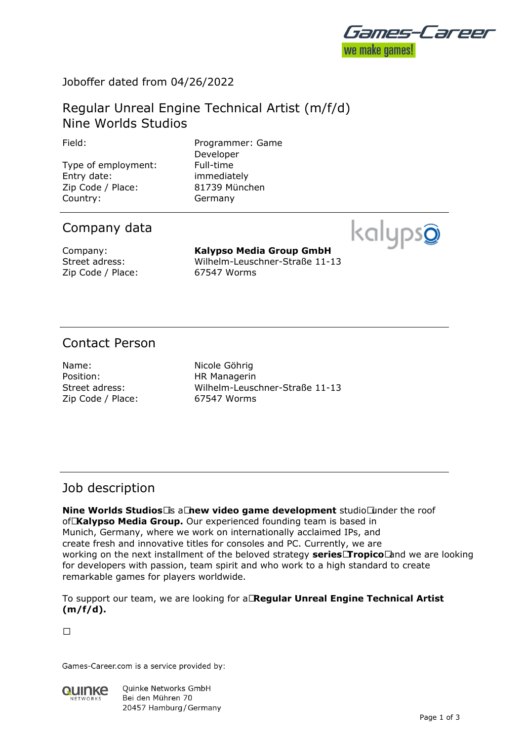Joboffer dated from 04/26/2022

# Regular Unreal Engine Technical Artist (m/f/d)
# Nine Worlds Studios

| | |
|---|---|
| Field: | Programmer: Game Developer |
| Type of employment: | Full-time |
| Entry date: | immediately |
| Zip Code / Place: | 81739 München |
| Country: | Germany |

## Company data

| | |
|---|---|
| Company: | **Kalypso Media Group GmbH** |
| Street adress: | Wilhelm-Leuschner-Straße 11-13 |
| Zip Code / Place: | 67547 Worms |

## Contact Person

| | |
|---|---|
| Name: | Nicole Göhrig |
| Position: | HR Managerin |
| Street adress: | Wilhelm-Leuschner-Straße 11-13 |
| Zip Code / Place: | 67547 Worms |

## Job description

**Nine Worlds Studios** is a **new video game development** studio under the roof of **Kalypso Media Group.** Our experienced founding team is based in Munich, Germany, where we work on internationally acclaimed IPs, and create fresh and innovative titles for consoles and PC. Currently, we are working on the next installment of the beloved strategy **series Tropico** and we are looking for developers with passion, team spirit and who work to a high standard to create remarkable games for players worldwide.

To support our team, we are looking for a **Regular Unreal Engine Technical Artist (m/f/d).**

Games-Career.com is a service provided by:

Quinke Networks GmbH
Bei den Mühren 70
20457 Hamburg / Germany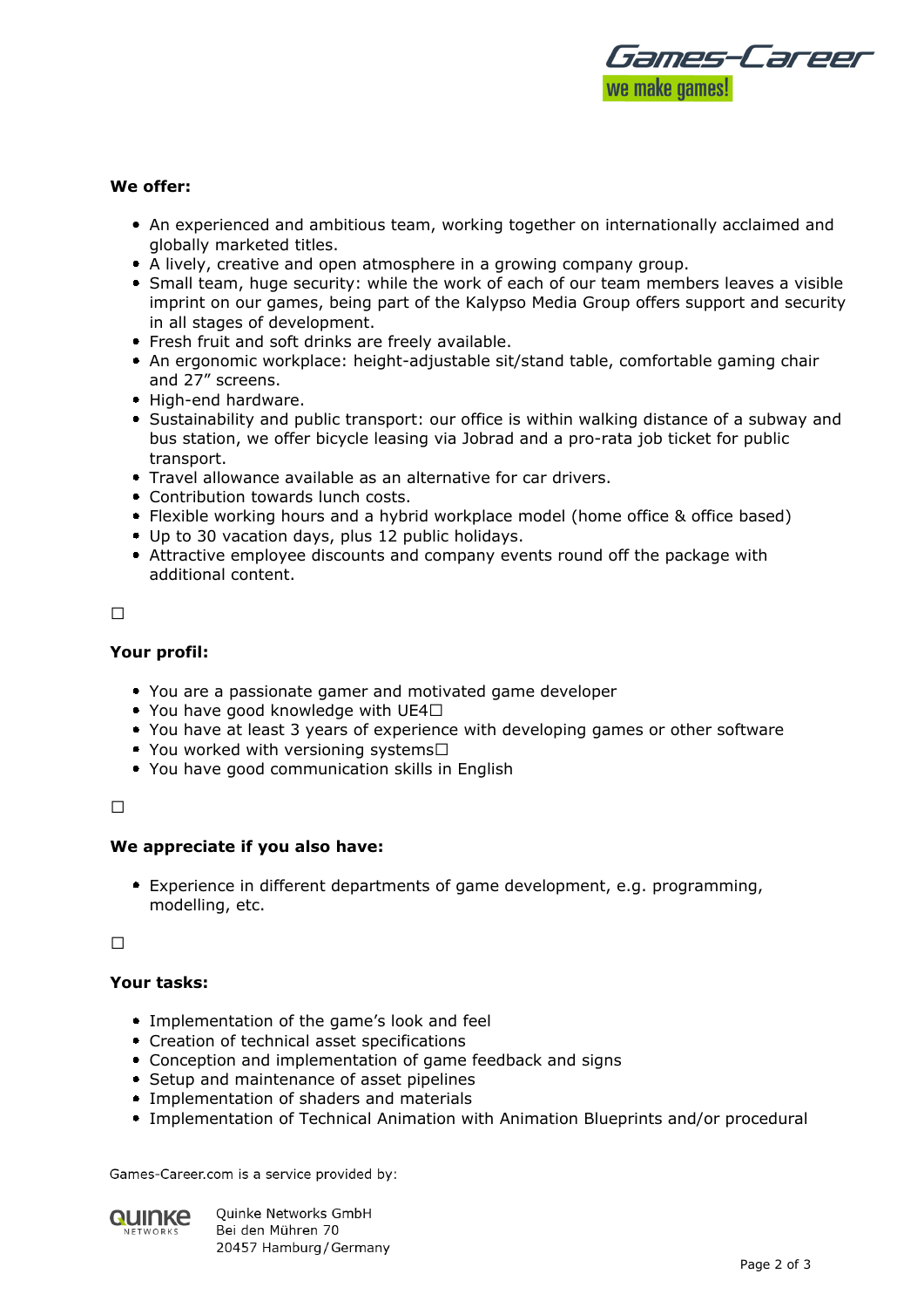**We offer:**

- An experienced and ambitious team, working together on internationally acclaimed and globally marketed titles.
- A lively, creative and open atmosphere in a growing company group.
- Small team, huge security: while the work of each of our team members leaves a visible imprint on our games, being part of the Kalypso Media Group offers support and security in all stages of development.
- Fresh fruit and soft drinks are freely available.
- An ergonomic workplace: height-adjustable sit/stand table, comfortable gaming chair and 27" screens.
- High-end hardware.
- Sustainability and public transport: our office is within walking distance of a subway and bus station, we offer bicycle leasing via Jobrad and a pro-rata job ticket for public transport.
- Travel allowance available as an alternative for car drivers.
- Contribution towards lunch costs.
- Flexible working hours and a hybrid workplace model (home office & office based)
- Up to 30 vacation days, plus 12 public holidays.
- Attractive employee discounts and company events round off the package with additional content.

☐

**Your profil:**

- You are a passionate gamer and motivated game developer
- You have good knowledge with UE4☐
- You have at least 3 years of experience with developing games or other software
- You worked with versioning systems☐
- You have good communication skills in English

☐

**We appreciate if you also have:**

- Experience in different departments of game development, e.g. programming, modelling, etc.

☐

**Your tasks:**

- Implementation of the game's look and feel
- Creation of technical asset specifications
- Conception and implementation of game feedback and signs
- Setup and maintenance of asset pipelines
- Implementation of shaders and materials
- Implementation of Technical Animation with Animation Blueprints and/or procedural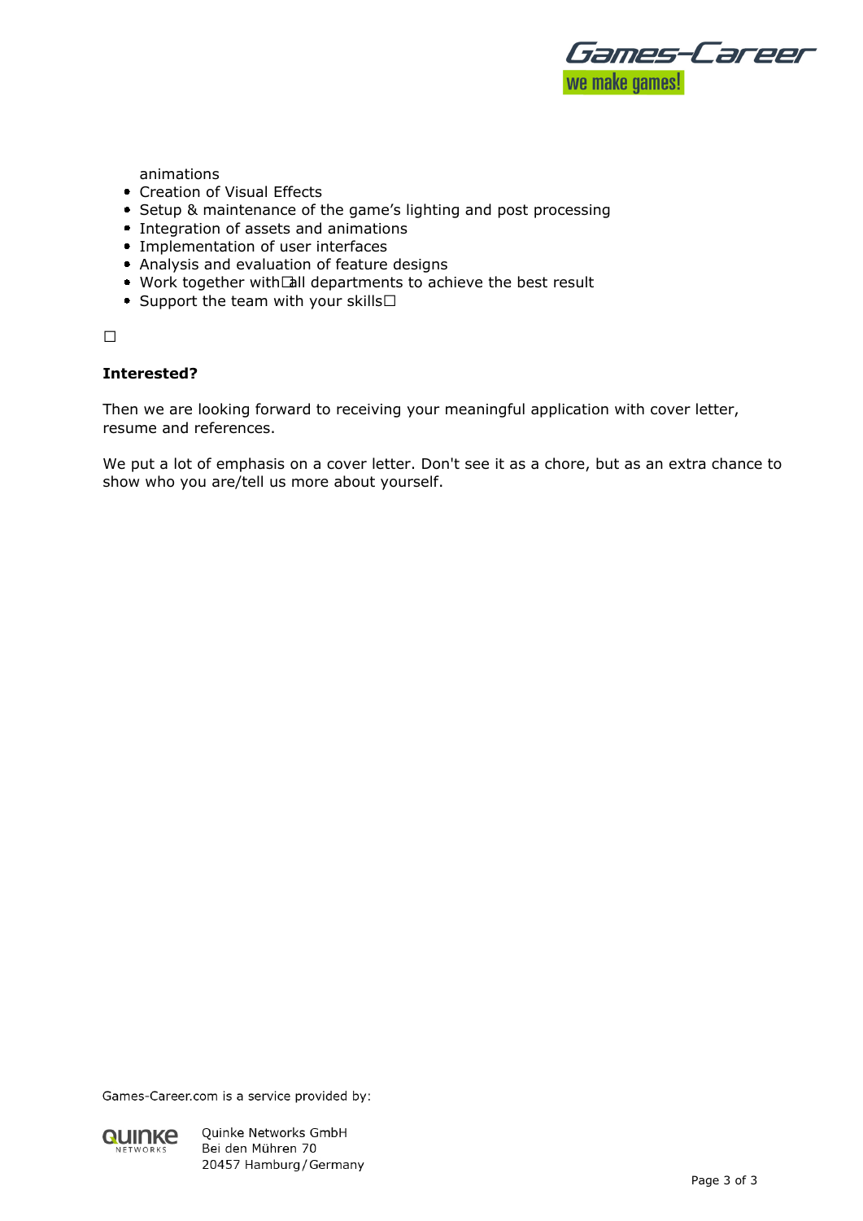animations

- Creation of Visual Effects
- Setup & maintenance of the game’s lighting and post processing
- Integration of assets and animations
- Implementation of user interfaces
- Analysis and evaluation of feature designs
- Work together with all departments to achieve the best result
- Support the team with your skills

**Interested?**

Then we are looking forward to receiving your meaningful application with cover letter, resume and references.

We put a lot of emphasis on a cover letter. Don't see it as a chore, but as an extra chance to show who you are/tell us more about yourself.

Games-Career.com is a service provided by:

Quinke Networks GmbH
Bei den Mühren 70
20457 Hamburg / Germany